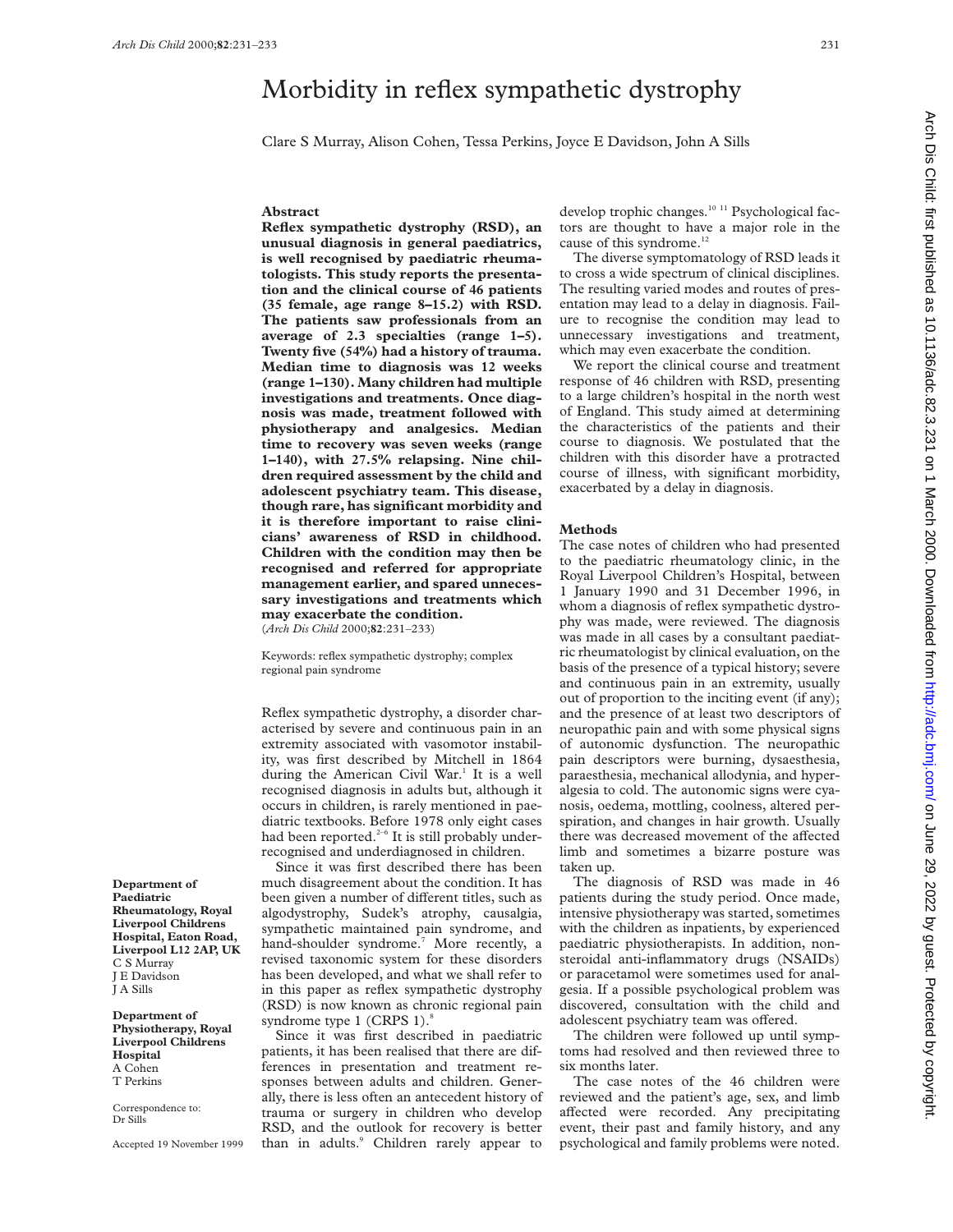# Morbidity in reflex sympathetic dystrophy

Clare S Murray, Alison Cohen, Tessa Perkins, Joyce E Davidson, John A Sills

## Abstract

**Reflex sympathetic dystrophy (RSD), an unusual diagnosis in general paediatrics, is well recognised by paediatric rheumatologists. This study reports the presentation and the clinical course of 46 patients (35 female, age range 8–15.2) with RSD. The patients saw professionals from an average of 2.3 specialties (range 1–5). Twenty five (54%) had a history of trauma. Median time to diagnosis was 12 weeks (range 1–130). Many children had multiple investigations and treatments. Once diagnosis was made, treatment followed with physiotherapy and analgesics. Median time to recovery was seven weeks (range 1–140), with 27.5% relapsing. Nine children required assessment by the child and adolescent psychiatry team. This disease, though rare, has significant morbidity and it is therefore important to raise clinicians' awareness of RSD in childhood. Children with the condition may then be recognised and referred for appropriate management earlier, and spared unnecessary investigations and treatments which may exacerbate the condition.**

(*Arch Dis Child* 2000;**82**:231–233)

Keywords: reflex sympathetic dystrophy; complex regional pain syndrome

Reflex sympathetic dystrophy, a disorder characterised by severe and continuous pain in an extremity associated with vasomotor instability, was first described by Mitchell in 1864 during the American Civil War.[1] It is a well recognised diagnosis in adults but, although it occurs in children, is rarely mentioned in paediatric textbooks. Before 1978 only eight cases had been reported.[2–6] It is still probably under-recognised and underdiagnosed in children.

Since it was first described there has been much disagreement about the condition. It has been given a number of different titles, such as algodystrophy, Sudek's atrophy, causalgia, sympathetic maintained pain syndrome, and hand-shoulder syndrome.[7] More recently, a revised taxonomic system for these disorders has been developed, and what we shall refer to in this paper as reflex sympathetic dystrophy (RSD) is now known as chronic regional pain syndrome type 1 (CRPS 1).[8]

Since it was first described in paediatric patients, it has been realised that there are differences in presentation and treatment responses between adults and children. Generally, there is less often an antecedent history of trauma or surgery in children who develop RSD, and the outlook for recovery is better than in adults.[9] Children rarely appear to develop trophic changes.[10 11] Psychological factors are thought to have a major role in the cause of this syndrome.[12]

The diverse symptomatology of RSD leads it to cross a wide spectrum of clinical disciplines. The resulting varied modes and routes of presentation may lead to a delay in diagnosis. Failure to recognise the condition may lead to unnecessary investigations and treatment, which may even exacerbate the condition.

We report the clinical course and treatment response of 46 children with RSD, presenting to a large children's hospital in the north west of England. This study aimed at determining the characteristics of the patients and their course to diagnosis. We postulated that the children with this disorder have a protracted course of illness, with significant morbidity, exacerbated by a delay in diagnosis.

## Methods

The case notes of children who had presented to the paediatric rheumatology clinic, in the Royal Liverpool Children's Hospital, between 1 January 1990 and 31 December 1996, in whom a diagnosis of reflex sympathetic dystrophy was made, were reviewed. The diagnosis was made in all cases by a consultant paediatric rheumatologist by clinical evaluation, on the basis of the presence of a typical history; severe and continuous pain in an extremity, usually out of proportion to the inciting event (if any); and the presence of at least two descriptors of neuropathic pain and with some physical signs of autonomic dysfunction. The neuropathic pain descriptors were burning, dysaesthesia, paraesthesia, mechanical allodynia, and hyperalgesia to cold. The autonomic signs were cyanosis, oedema, mottling, coolness, altered perspiration, and changes in hair growth. Usually there was decreased movement of the affected limb and sometimes a bizarre posture was taken up.

The diagnosis of RSD was made in 46 patients during the study period. Once made, intensive physiotherapy was started, sometimes with the children as inpatients, by experienced paediatric physiotherapists. In addition, non-steroidal anti-inflammatory drugs (NSAIDs) or paracetamol were sometimes used for analgesia. If a possible psychological problem was discovered, consultation with the child and adolescent psychiatry team was offered.

The children were followed up until symptoms had resolved and then reviewed three to six months later.

The case notes of the 46 children were reviewed and the patient's age, sex, and limb affected were recorded. Any precipitating event, their past and family history, and any psychological and family problems were noted.

Department of Paediatric Rheumatology, Royal Liverpool Childrens Hospital, Eaton Road, Liverpool L12 2AP, UK
C S Murray
J E Davidson
J A Sills

Department of Physiotherapy, Royal Liverpool Childrens Hospital
A Cohen
T Perkins

Correspondence to: Dr Sills

Accepted 19 November 1999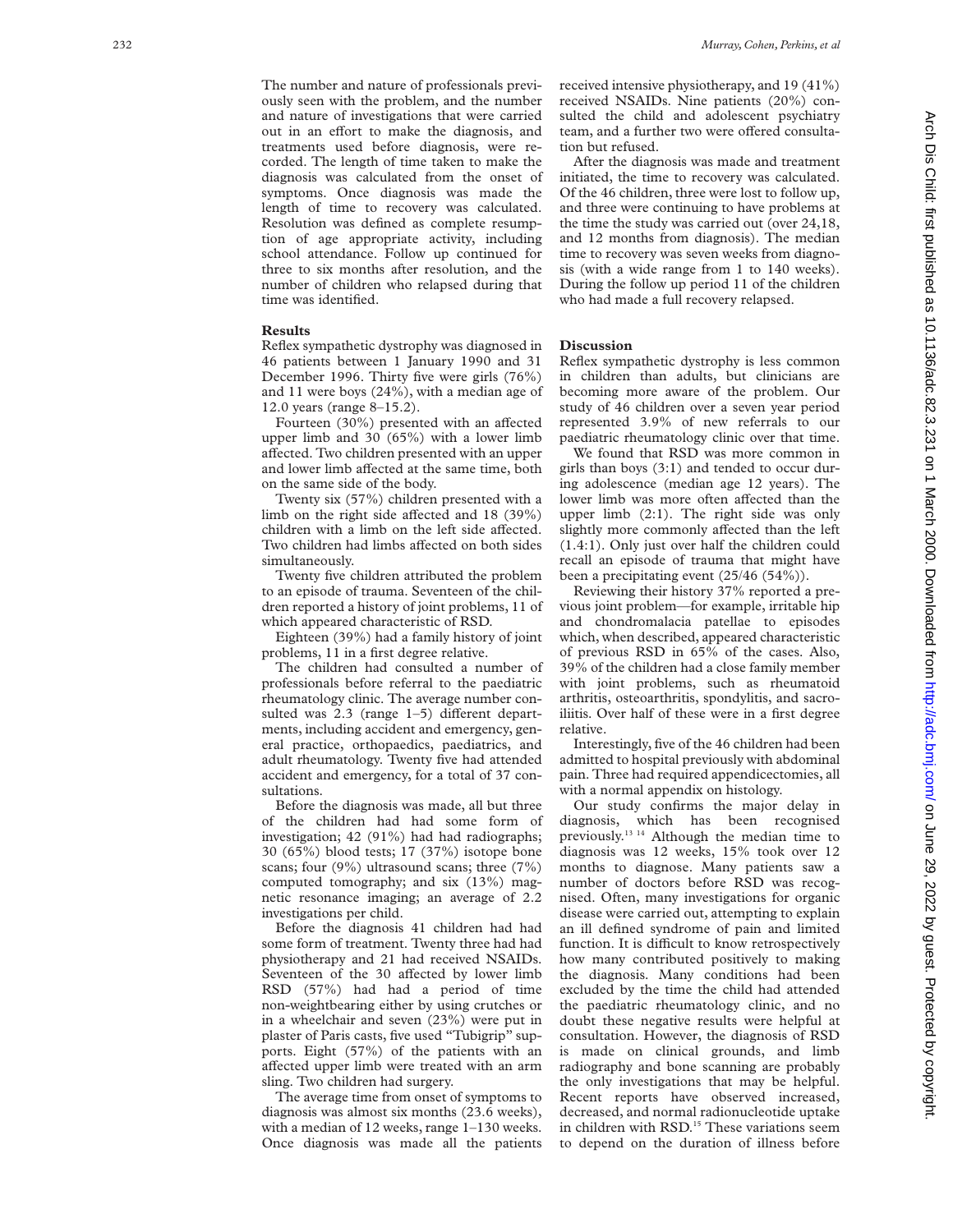The number and nature of professionals previously seen with the problem, and the number and nature of investigations that were carried out in an effort to make the diagnosis, and treatments used before diagnosis, were recorded. The length of time taken to make the diagnosis was calculated from the onset of symptoms. Once diagnosis was made the length of time to recovery was calculated. Resolution was defined as complete resumption of age appropriate activity, including school attendance. Follow up continued for three to six months after resolution, and the number of children who relapsed during that time was identified.

## Results

Reflex sympathetic dystrophy was diagnosed in 46 patients between 1 January 1990 and 31 December 1996. Thirty five were girls (76%) and 11 were boys (24%), with a median age of 12.0 years (range 8–15.2).

Fourteen (30%) presented with an affected upper limb and 30 (65%) with a lower limb affected. Two children presented with an upper and lower limb affected at the same time, both on the same side of the body.

Twenty six (57%) children presented with a limb on the right side affected and 18 (39%) children with a limb on the left side affected. Two children had limbs affected on both sides simultaneously.

Twenty five children attributed the problem to an episode of trauma. Seventeen of the children reported a history of joint problems, 11 of which appeared characteristic of RSD.

Eighteen (39%) had a family history of joint problems, 11 in a first degree relative.

The children had consulted a number of professionals before referral to the paediatric rheumatology clinic. The average number consulted was 2.3 (range 1–5) different departments, including accident and emergency, general practice, orthopaedics, paediatrics, and adult rheumatology. Twenty five had attended accident and emergency, for a total of 37 consultations.

Before the diagnosis was made, all but three of the children had had some form of investigation; 42 (91%) had had radiographs; 30 (65%) blood tests; 17 (37%) isotope bone scans; four (9%) ultrasound scans; three (7%) computed tomography; and six (13%) magnetic resonance imaging; an average of 2.2 investigations per child.

Before the diagnosis 41 children had had some form of treatment. Twenty three had had physiotherapy and 21 had received NSAIDs. Seventeen of the 30 affected by lower limb RSD (57%) had had a period of time non-weightbearing either by using crutches or in a wheelchair and seven (23%) were put in plaster of Paris casts, five used "Tubigrip" supports. Eight (57%) of the patients with an affected upper limb were treated with an arm sling. Two children had surgery.

The average time from onset of symptoms to diagnosis was almost six months (23.6 weeks), with a median of 12 weeks, range 1–130 weeks. Once diagnosis was made all the patients received intensive physiotherapy, and 19 (41%) received NSAIDs. Nine patients (20%) consulted the child and adolescent psychiatry team, and a further two were offered consultation but refused.

After the diagnosis was made and treatment initiated, the time to recovery was calculated. Of the 46 children, three were lost to follow up, and three were continuing to have problems at the time the study was carried out (over 24,18, and 12 months from diagnosis). The median time to recovery was seven weeks from diagnosis (with a wide range from 1 to 140 weeks). During the follow up period 11 of the children who had made a full recovery relapsed.

## Discussion

Reflex sympathetic dystrophy is less common in children than adults, but clinicians are becoming more aware of the problem. Our study of 46 children over a seven year period represented 3.9% of new referrals to our paediatric rheumatology clinic over that time.

We found that RSD was more common in girls than boys (3:1) and tended to occur during adolescence (median age 12 years). The lower limb was more often affected than the upper limb (2:1). The right side was only slightly more commonly affected than the left (1.4:1). Only just over half the children could recall an episode of trauma that might have been a precipitating event (25/46 (54%)).

Reviewing their history 37% reported a previous joint problem—for example, irritable hip and chondromalacia patellae to episodes which, when described, appeared characteristic of previous RSD in 65% of the cases. Also, 39% of the children had a close family member with joint problems, such as rheumatoid arthritis, osteoarthritis, spondylitis, and sacroiliitis. Over half of these were in a first degree relative.

Interestingly, five of the 46 children had been admitted to hospital previously with abdominal pain. Three had required appendicectomies, all with a normal appendix on histology.

Our study confirms the major delay in diagnosis, which has been recognised previously.[13 14] Although the median time to diagnosis was 12 weeks, 15% took over 12 months to diagnose. Many patients saw a number of doctors before RSD was recognised. Often, many investigations for organic disease were carried out, attempting to explain an ill defined syndrome of pain and limited function. It is difficult to know retrospectively how many contributed positively to making the diagnosis. Many conditions had been excluded by the time the child had attended the paediatric rheumatology clinic, and no doubt these negative results were helpful at consultation. However, the diagnosis of RSD is made on clinical grounds, and limb radiography and bone scanning are probably the only investigations that may be helpful. Recent reports have observed increased, decreased, and normal radionucleotide uptake in children with RSD.[15] These variations seem to depend on the duration of illness before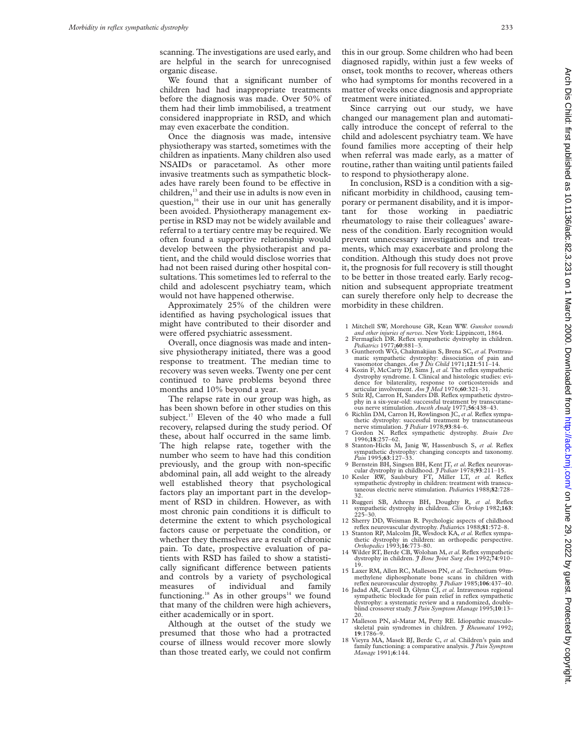scanning. The investigations are used early, and are helpful in the search for unrecognised organic disease.

We found that a significant number of children had had inappropriate treatments before the diagnosis was made. Over 50% of them had their limb immobilised, a treatment considered inappropriate in RSD, and which may even exacerbate the condition.

Once the diagnosis was made, intensive physiotherapy was started, sometimes with the children as inpatients. Many children also used NSAIDs or paracetamol. As other more invasive treatments such as sympathetic blockades have rarely been found to be effective in children,[13] and their use in adults is now even in question,[16] their use in our unit has generally been avoided. Physiotherapy management expertise in RSD may not be widely available and referral to a tertiary centre may be required. We often found a supportive relationship would develop between the physiotherapist and patient, and the child would disclose worries that had not been raised during other hospital consultations. This sometimes led to referral to the child and adolescent psychiatry team, which would not have happened otherwise.

Approximately 25% of the children were identified as having psychological issues that might have contributed to their disorder and were offered psychiatric assessment.

Overall, once diagnosis was made and intensive physiotherapy initiated, there was a good response to treatment. The median time to recovery was seven weeks. Twenty one per cent continued to have problems beyond three months and 10% beyond a year.

The relapse rate in our group was high, as has been shown before in other studies on this subject.[17] Eleven of the 40 who made a full recovery, relapsed during the study period. Of these, about half occurred in the same limb. The high relapse rate, together with the number who seem to have had this condition previously, and the group with non-specific abdominal pain, all add weight to the already well established theory that psychological factors play an important part in the development of RSD in children. However, as with most chronic pain conditions it is difficult to determine the extent to which psychological factors cause or perpetuate the condition, or whether they themselves are a result of chronic pain. To date, prospective evaluation of patients with RSD has failed to show a statistically significant difference between patients and controls by a variety of psychological measures of individual and family functioning.[18] As in other groups[14] we found that many of the children were high achievers, either academically or in sport.

Although at the outset of the study we presumed that those who had a protracted course of illness would recover more slowly than those treated early, we could not confirm this in our group. Some children who had been diagnosed rapidly, within just a few weeks of onset, took months to recover, whereas others who had symptoms for months recovered in a matter of weeks once diagnosis and appropriate treatment were initiated.

Since carrying out our study, we have changed our management plan and automatically introduce the concept of referral to the child and adolescent psychiatry team. We have found families more accepting of their help when referral was made early, as a matter of routine, rather than waiting until patients failed to respond to physiotherapy alone.

In conclusion, RSD is a condition with a significant morbidity in childhood, causing temporary or permanent disability, and it is important for those working in paediatric rheumatology to raise their colleagues' awareness of the condition. Early recognition would prevent unnecessary investigations and treatments, which may exacerbate and prolong the condition. Although this study does not prove it, the prognosis for full recovery is still thought to be better in those treated early. Early recognition and subsequent appropriate treatment can surely therefore only help to decrease the morbidity in these children.

1. Mitchell SW, Morehouse GR, Kean WW. *Gunshot wounds and other injuries of nerves*. New York: Lippincott, 1864.
2. Fermaglich DR. Reflex sympathetic dystrophy in children. *Pediatrics* 1977;**60**:881–3.
3. Guntheroth WG, Chakmakjian S, Brena SC, *et al*. Posttraumatic sympathetic dystrophy: dissociation of pain and vasomotor changes. *Am J Dis Child* 1971;**121**:511–14.
4. Kozin F, McCarty DJ, Sims J, *et al*. The reflex sympathetic dystrophy syndrome. I. Clinical and histologic studies: evidence for bilaterality, response to corticosteroids and articular involvement. *Am J Med* 1976;**60**:321–31.
5. Stilz RJ, Carron H, Sanders DB. Reflex sympathetic dystrophy in a six-year-old: successful treatment by transcutaneous nerve stimulation. *Anesth Analg* 1977;**56**:438–43.
6. Richlin DM, Carron H, Rowlingson JC, *et al*. Reflex sympathetic dystrophy: successful treatment by transcutaneous nerve stimulation. *J Pediatr* 1978;**93**:84–6.
7. Gordon N. Reflex sympathetic dystrophy. *Brain Dev* 1996;**18**:257–62.
8. Stanton-Hicks M, Janig W, Hassenbusch S, *et al*. Reflex sympathetic dystrophy: changing concepts and taxonomy. *Pain* 1995;**63**:127–33.
9. Bernstein BH, Singsen BH, Kent JT, *et al*. Reflex neurovascular dystrophy in childhood. *J Pediatr* 1978;**93**:211–15.
10. Kesler RW, Saulsbury FT, Miller LT, *et al*. Reflex sympathetic dystrophy in children: treatment with transcutaneous electric nerve stimulation. *Pediatrics* 1988;**82**:728–32.
11. Ruggeri SB, Athreya BH, Doughty R, *et al*. Reflex sympathetic dystrophy in children. *Clin Orthop* 1982;**163**:225–30.
12. Sherry DD, Weisman R. Psychologic aspects of childhood reflex neurovascular dystrophy. *Pediatrics* 1988;**81**:572–8.
13. Stanton RP, Malcolm JR, Wesdock KA, *et al*. Reflex sympathetic dystrophy in children: an orthopedic perspective. *Orthopedics* 1993;**16**:773–80.
14. Wilder RT, Berde CB, Wolohan M, *et al*. Reflex sympathetic dystrophy in children. *J Bone Joint Surg Am* 1992;**74**:910–19.
15. Laxer RM, Allen RC, Malleson PN, *et al*. Technetium 99m-methylene diphosphonate bone scans in children with reflex neurovascular dystrophy. *J Pediatr* 1985;**106**:437–40.
16. Jadad AR, Carroll D, Glynn CJ, *et al*. Intravenous regional sympathetic blockade for pain relief in reflex sympathetic dystrophy: a systematic review and a randomized, double-blind crossover study. *J Pain Symptom Manage* 1995;**10**:13–20.
17. Malleson PN, al-Matar M, Petty RE. Idiopathic musculoskeletal pain syndromes in children. *J Rheumatol* 1992;**19**:1786–9.
18. Vieyra MA, Masek BJ, Berde C, *et al*. Children's pain and family functioning: a comparative analysis. *J Pain Symptom Manage* 1991;**6**:144.